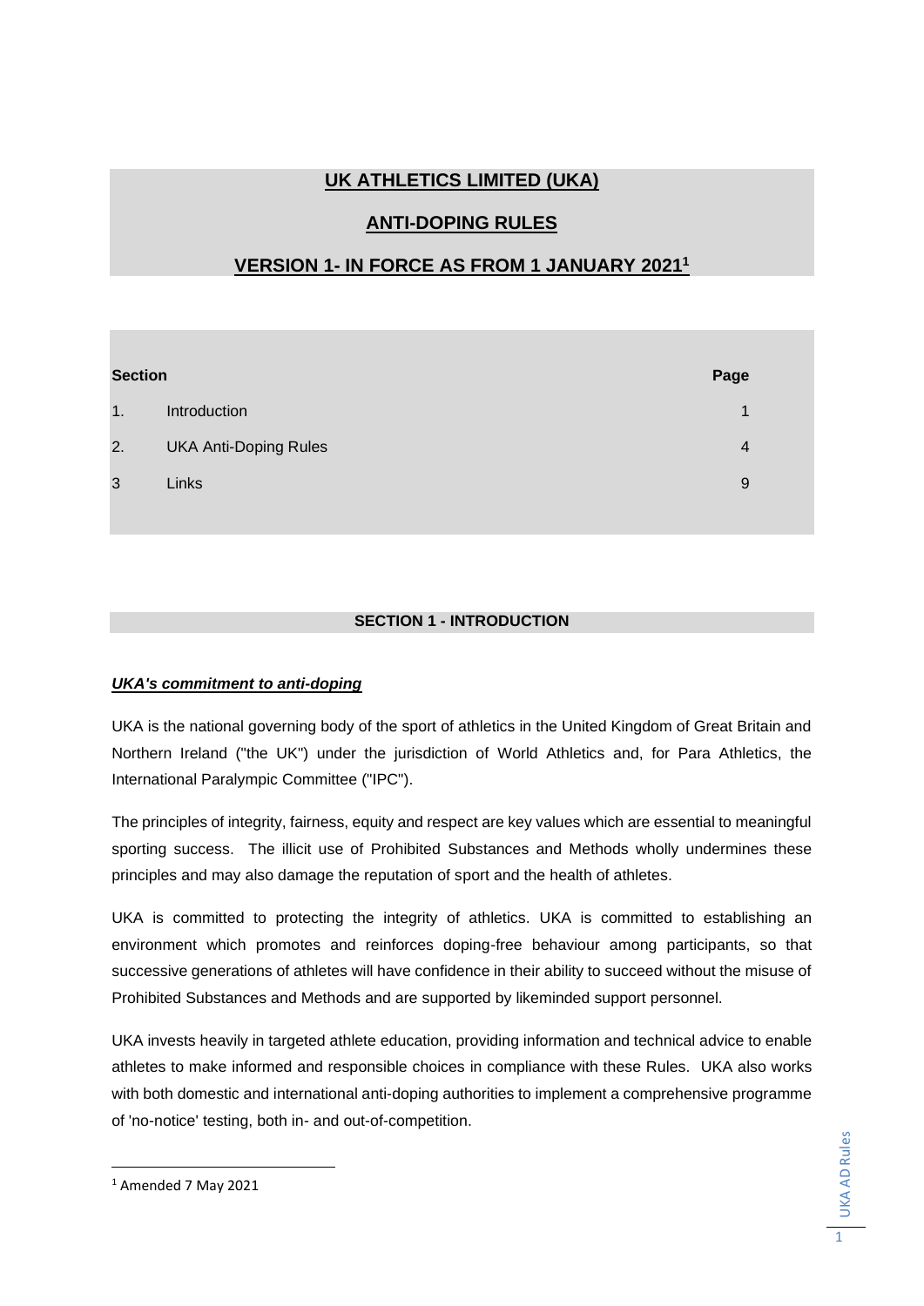# UK ATHLETICS LIMITED (UKA)

# ANTI-DOPING RULES

# VERSION 1- IN FORCE AS FROM 1 JANUARY 2021[1]

| Section | | Page |
|---|---|---|
| 1. | Introduction | 1 |
| 2. | UKA Anti-Doping Rules | 4 |
| 3 | Links | 9 |

## SECTION 1 - INTRODUCTION

### ***UKA's commitment to anti-doping***

UKA is the national governing body of the sport of athletics in the United Kingdom of Great Britain and Northern Ireland ("the UK") under the jurisdiction of World Athletics and, for Para Athletics, the International Paralympic Committee ("IPC").

The principles of integrity, fairness, equity and respect are key values which are essential to meaningful sporting success. The illicit use of Prohibited Substances and Methods wholly undermines these principles and may also damage the reputation of sport and the health of athletes.

UKA is committed to protecting the integrity of athletics. UKA is committed to establishing an environment which promotes and reinforces doping-free behaviour among participants, so that successive generations of athletes will have confidence in their ability to succeed without the misuse of Prohibited Substances and Methods and are supported by likeminded support personnel.

UKA invests heavily in targeted athlete education, providing information and technical advice to enable athletes to make informed and responsible choices in compliance with these Rules. UKA also works with both domestic and international anti-doping authorities to implement a comprehensive programme of 'no-notice' testing, both in- and out-of-competition.

---

[1] Amended 7 May 2021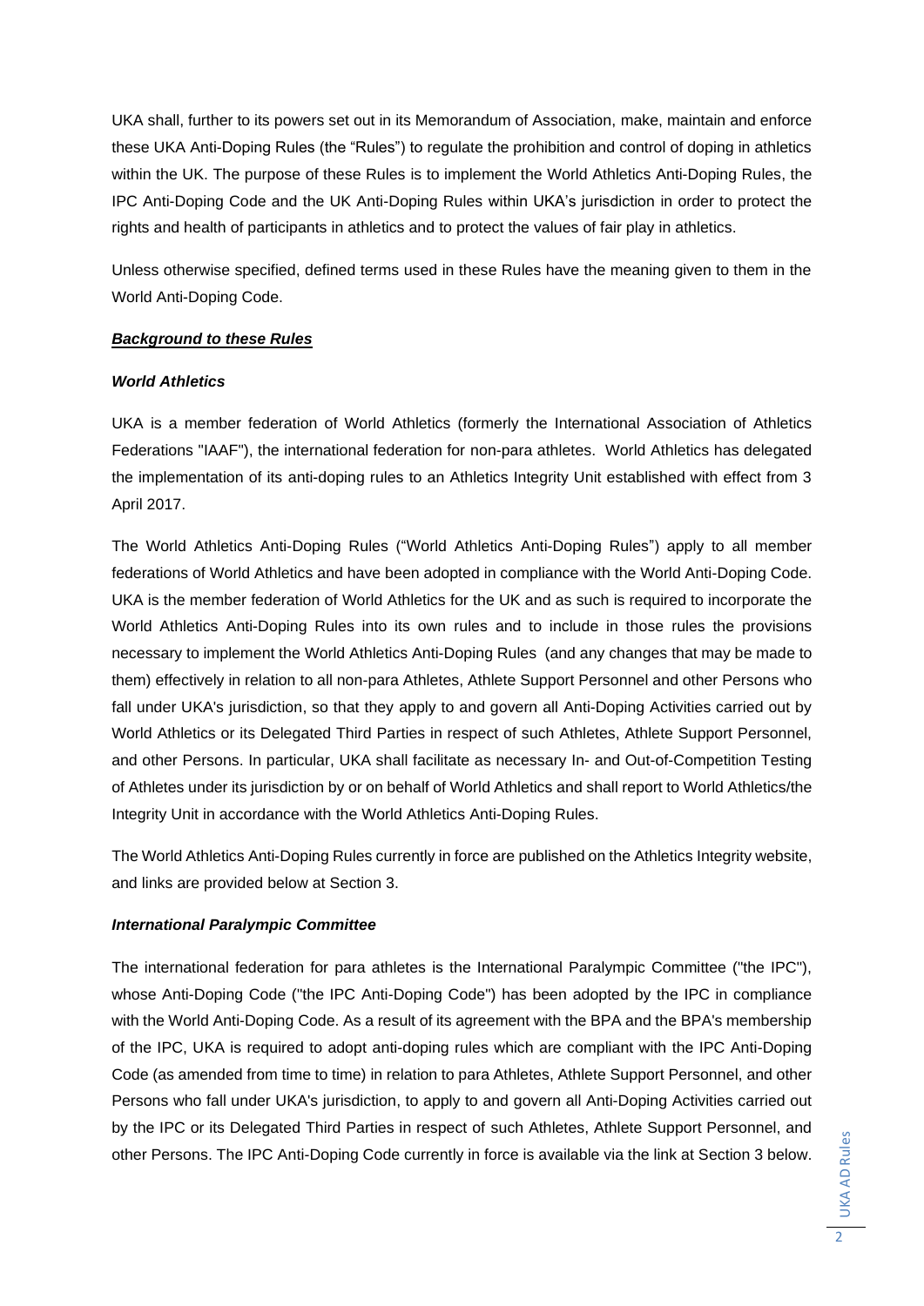UKA shall, further to its powers set out in its Memorandum of Association, make, maintain and enforce these UKA Anti-Doping Rules (the "Rules") to regulate the prohibition and control of doping in athletics within the UK. The purpose of these Rules is to implement the World Athletics Anti-Doping Rules, the IPC Anti-Doping Code and the UK Anti-Doping Rules within UKA's jurisdiction in order to protect the rights and health of participants in athletics and to protect the values of fair play in athletics.

Unless otherwise specified, defined terms used in these Rules have the meaning given to them in the World Anti-Doping Code.

***Background to these Rules***

***World Athletics***

UKA is a member federation of World Athletics (formerly the International Association of Athletics Federations "IAAF"), the international federation for non-para athletes. World Athletics has delegated the implementation of its anti-doping rules to an Athletics Integrity Unit established with effect from 3 April 2017.

The World Athletics Anti-Doping Rules ("World Athletics Anti-Doping Rules") apply to all member federations of World Athletics and have been adopted in compliance with the World Anti-Doping Code. UKA is the member federation of World Athletics for the UK and as such is required to incorporate the World Athletics Anti-Doping Rules into its own rules and to include in those rules the provisions necessary to implement the World Athletics Anti-Doping Rules (and any changes that may be made to them) effectively in relation to all non-para Athletes, Athlete Support Personnel and other Persons who fall under UKA's jurisdiction, so that they apply to and govern all Anti-Doping Activities carried out by World Athletics or its Delegated Third Parties in respect of such Athletes, Athlete Support Personnel, and other Persons. In particular, UKA shall facilitate as necessary In- and Out-of-Competition Testing of Athletes under its jurisdiction by or on behalf of World Athletics and shall report to World Athletics/the Integrity Unit in accordance with the World Athletics Anti-Doping Rules.

The World Athletics Anti-Doping Rules currently in force are published on the Athletics Integrity website, and links are provided below at Section 3.

***International Paralympic Committee***

The international federation for para athletes is the International Paralympic Committee ("the IPC"), whose Anti-Doping Code ("the IPC Anti-Doping Code") has been adopted by the IPC in compliance with the World Anti-Doping Code. As a result of its agreement with the BPA and the BPA's membership of the IPC, UKA is required to adopt anti-doping rules which are compliant with the IPC Anti-Doping Code (as amended from time to time) in relation to para Athletes, Athlete Support Personnel, and other Persons who fall under UKA's jurisdiction, to apply to and govern all Anti-Doping Activities carried out by the IPC or its Delegated Third Parties in respect of such Athletes, Athlete Support Personnel, and other Persons. The IPC Anti-Doping Code currently in force is available via the link at Section 3 below.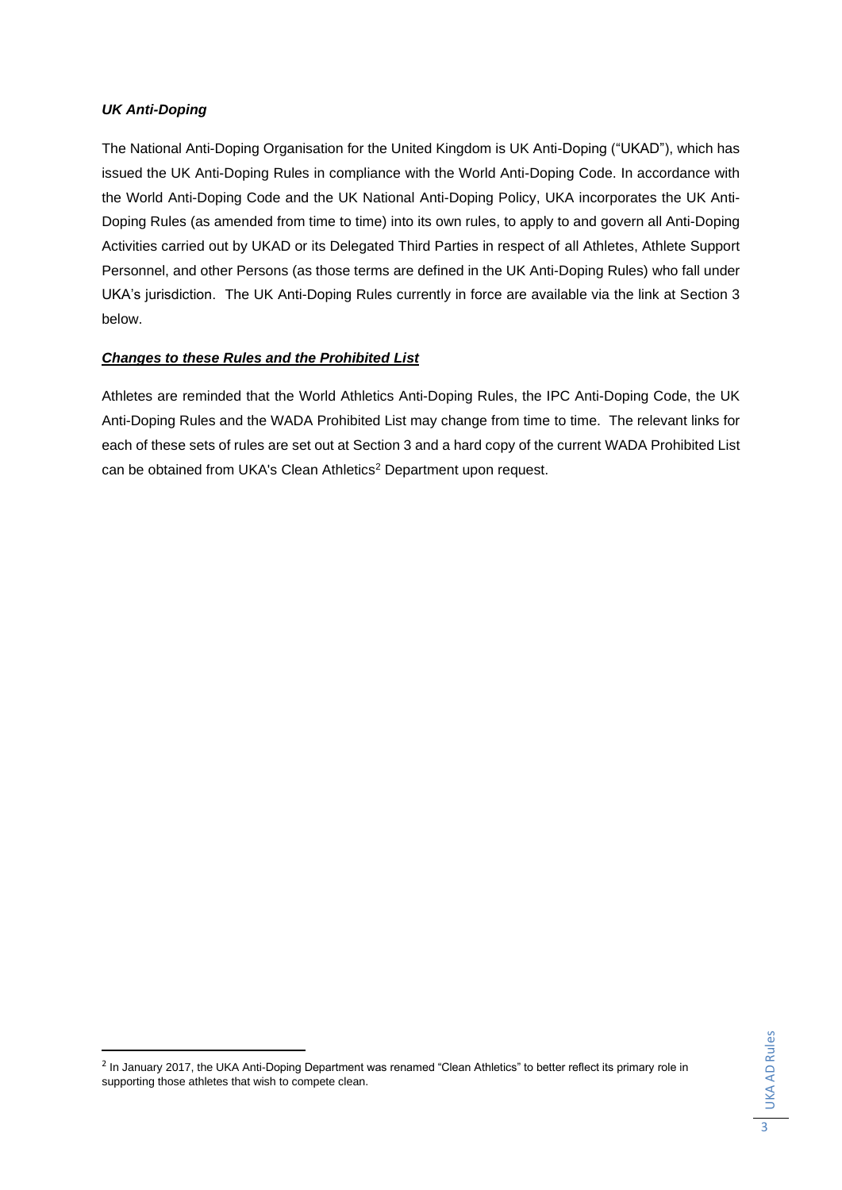***UK Anti-Doping***

The National Anti-Doping Organisation for the United Kingdom is UK Anti-Doping ("UKAD"), which has issued the UK Anti-Doping Rules in compliance with the World Anti-Doping Code. In accordance with the World Anti-Doping Code and the UK National Anti-Doping Policy, UKA incorporates the UK Anti-Doping Rules (as amended from time to time) into its own rules, to apply to and govern all Anti-Doping Activities carried out by UKAD or its Delegated Third Parties in respect of all Athletes, Athlete Support Personnel, and other Persons (as those terms are defined in the UK Anti-Doping Rules) who fall under UKA's jurisdiction. The UK Anti-Doping Rules currently in force are available via the link at Section 3 below.

***Changes to these Rules and the Prohibited List***

Athletes are reminded that the World Athletics Anti-Doping Rules, the IPC Anti-Doping Code, the UK Anti-Doping Rules and the WADA Prohibited List may change from time to time. The relevant links for each of these sets of rules are set out at Section 3 and a hard copy of the current WADA Prohibited List can be obtained from UKA's Clean Athletics[2] Department upon request.

[2] In January 2017, the UKA Anti-Doping Department was renamed "Clean Athletics" to better reflect its primary role in supporting those athletes that wish to compete clean.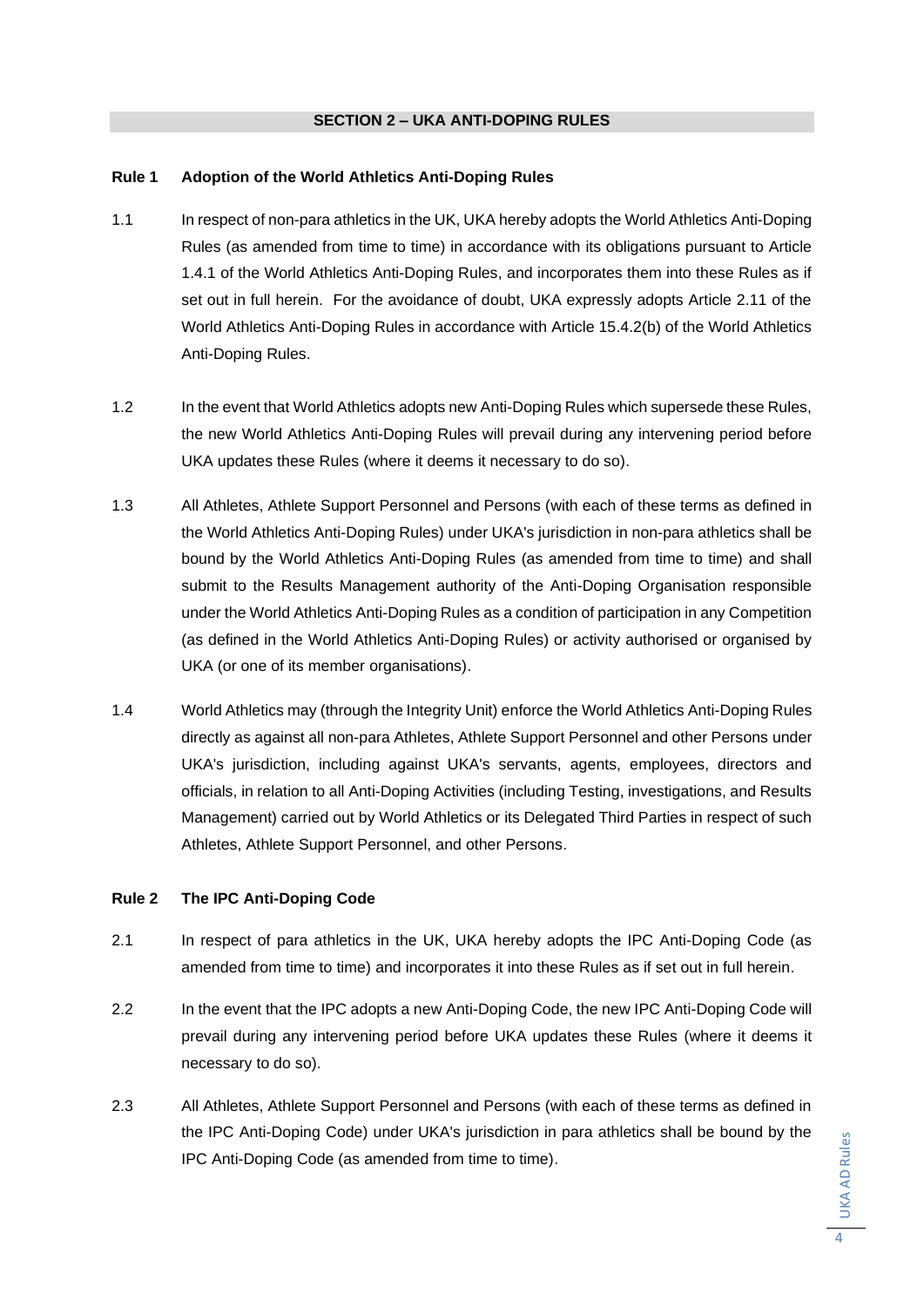## SECTION 2 – UKA ANTI-DOPING RULES

### Rule 1 Adoption of the World Athletics Anti-Doping Rules

1.1 In respect of non-para athletics in the UK, UKA hereby adopts the World Athletics Anti-Doping Rules (as amended from time to time) in accordance with its obligations pursuant to Article 1.4.1 of the World Athletics Anti-Doping Rules, and incorporates them into these Rules as if set out in full herein. For the avoidance of doubt, UKA expressly adopts Article 2.11 of the World Athletics Anti-Doping Rules in accordance with Article 15.4.2(b) of the World Athletics Anti-Doping Rules.

1.2 In the event that World Athletics adopts new Anti-Doping Rules which supersede these Rules, the new World Athletics Anti-Doping Rules will prevail during any intervening period before UKA updates these Rules (where it deems it necessary to do so).

1.3 All Athletes, Athlete Support Personnel and Persons (with each of these terms as defined in the World Athletics Anti-Doping Rules) under UKA's jurisdiction in non-para athletics shall be bound by the World Athletics Anti-Doping Rules (as amended from time to time) and shall submit to the Results Management authority of the Anti-Doping Organisation responsible under the World Athletics Anti-Doping Rules as a condition of participation in any Competition (as defined in the World Athletics Anti-Doping Rules) or activity authorised or organised by UKA (or one of its member organisations).

1.4 World Athletics may (through the Integrity Unit) enforce the World Athletics Anti-Doping Rules directly as against all non-para Athletes, Athlete Support Personnel and other Persons under UKA's jurisdiction, including against UKA's servants, agents, employees, directors and officials, in relation to all Anti-Doping Activities (including Testing, investigations, and Results Management) carried out by World Athletics or its Delegated Third Parties in respect of such Athletes, Athlete Support Personnel, and other Persons.

### Rule 2 The IPC Anti-Doping Code

2.1 In respect of para athletics in the UK, UKA hereby adopts the IPC Anti-Doping Code (as amended from time to time) and incorporates it into these Rules as if set out in full herein.

2.2 In the event that the IPC adopts a new Anti-Doping Code, the new IPC Anti-Doping Code will prevail during any intervening period before UKA updates these Rules (where it deems it necessary to do so).

2.3 All Athletes, Athlete Support Personnel and Persons (with each of these terms as defined in the IPC Anti-Doping Code) under UKA's jurisdiction in para athletics shall be bound by the IPC Anti-Doping Code (as amended from time to time).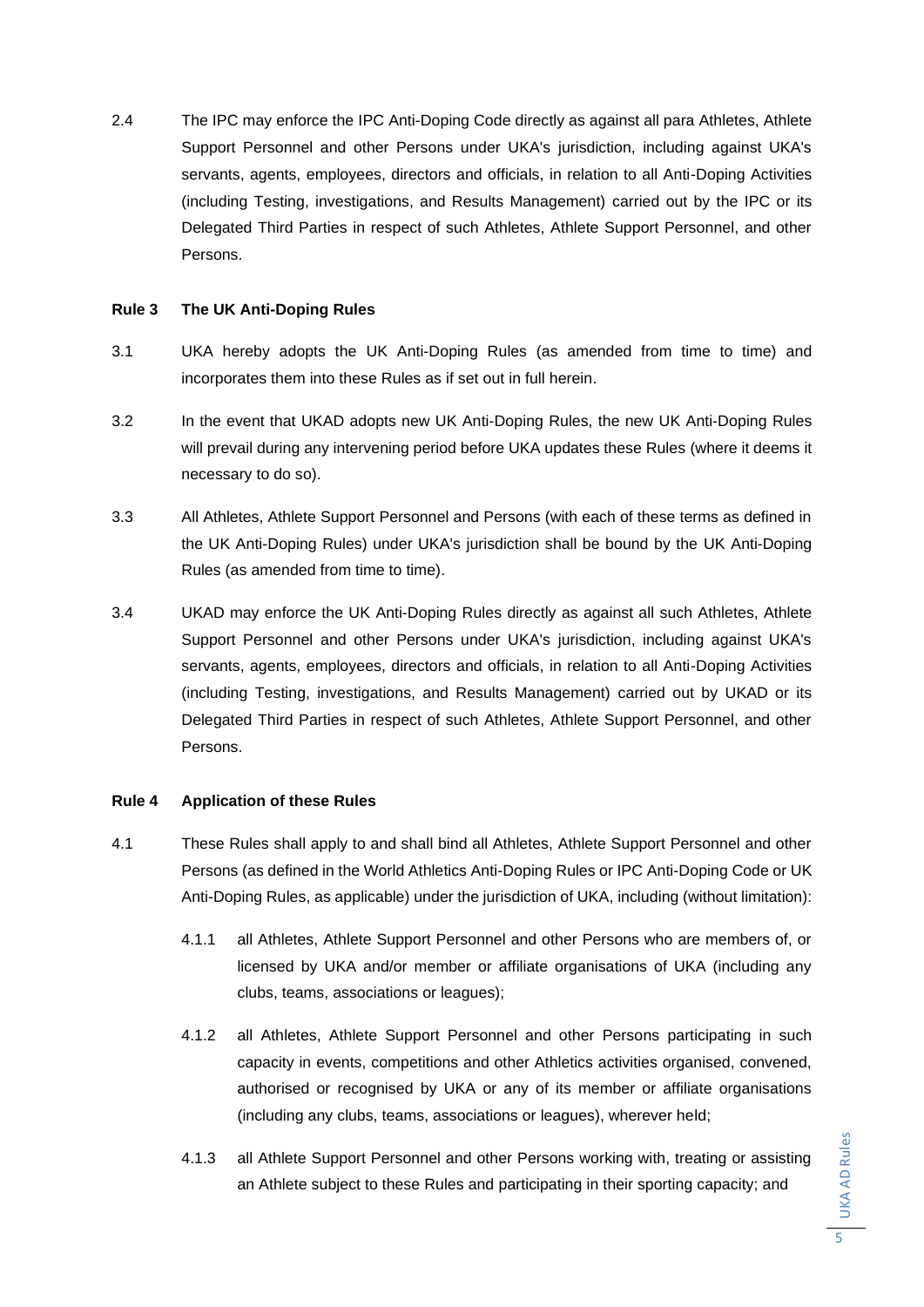2.4 The IPC may enforce the IPC Anti-Doping Code directly as against all para Athletes, Athlete Support Personnel and other Persons under UKA's jurisdiction, including against UKA's servants, agents, employees, directors and officials, in relation to all Anti-Doping Activities (including Testing, investigations, and Results Management) carried out by the IPC or its Delegated Third Parties in respect of such Athletes, Athlete Support Personnel, and other Persons.

**Rule 3 The UK Anti-Doping Rules**

3.1 UKA hereby adopts the UK Anti-Doping Rules (as amended from time to time) and incorporates them into these Rules as if set out in full herein.

3.2 In the event that UKAD adopts new UK Anti-Doping Rules, the new UK Anti-Doping Rules will prevail during any intervening period before UKA updates these Rules (where it deems it necessary to do so).

3.3 All Athletes, Athlete Support Personnel and Persons (with each of these terms as defined in the UK Anti-Doping Rules) under UKA's jurisdiction shall be bound by the UK Anti-Doping Rules (as amended from time to time).

3.4 UKAD may enforce the UK Anti-Doping Rules directly as against all such Athletes, Athlete Support Personnel and other Persons under UKA's jurisdiction, including against UKA's servants, agents, employees, directors and officials, in relation to all Anti-Doping Activities (including Testing, investigations, and Results Management) carried out by UKAD or its Delegated Third Parties in respect of such Athletes, Athlete Support Personnel, and other Persons.

**Rule 4 Application of these Rules**

4.1 These Rules shall apply to and shall bind all Athletes, Athlete Support Personnel and other Persons (as defined in the World Athletics Anti-Doping Rules or IPC Anti-Doping Code or UK Anti-Doping Rules, as applicable) under the jurisdiction of UKA, including (without limitation):

4.1.1 all Athletes, Athlete Support Personnel and other Persons who are members of, or licensed by UKA and/or member or affiliate organisations of UKA (including any clubs, teams, associations or leagues);

4.1.2 all Athletes, Athlete Support Personnel and other Persons participating in such capacity in events, competitions and other Athletics activities organised, convened, authorised or recognised by UKA or any of its member or affiliate organisations (including any clubs, teams, associations or leagues), wherever held;

4.1.3 all Athlete Support Personnel and other Persons working with, treating or assisting an Athlete subject to these Rules and participating in their sporting capacity; and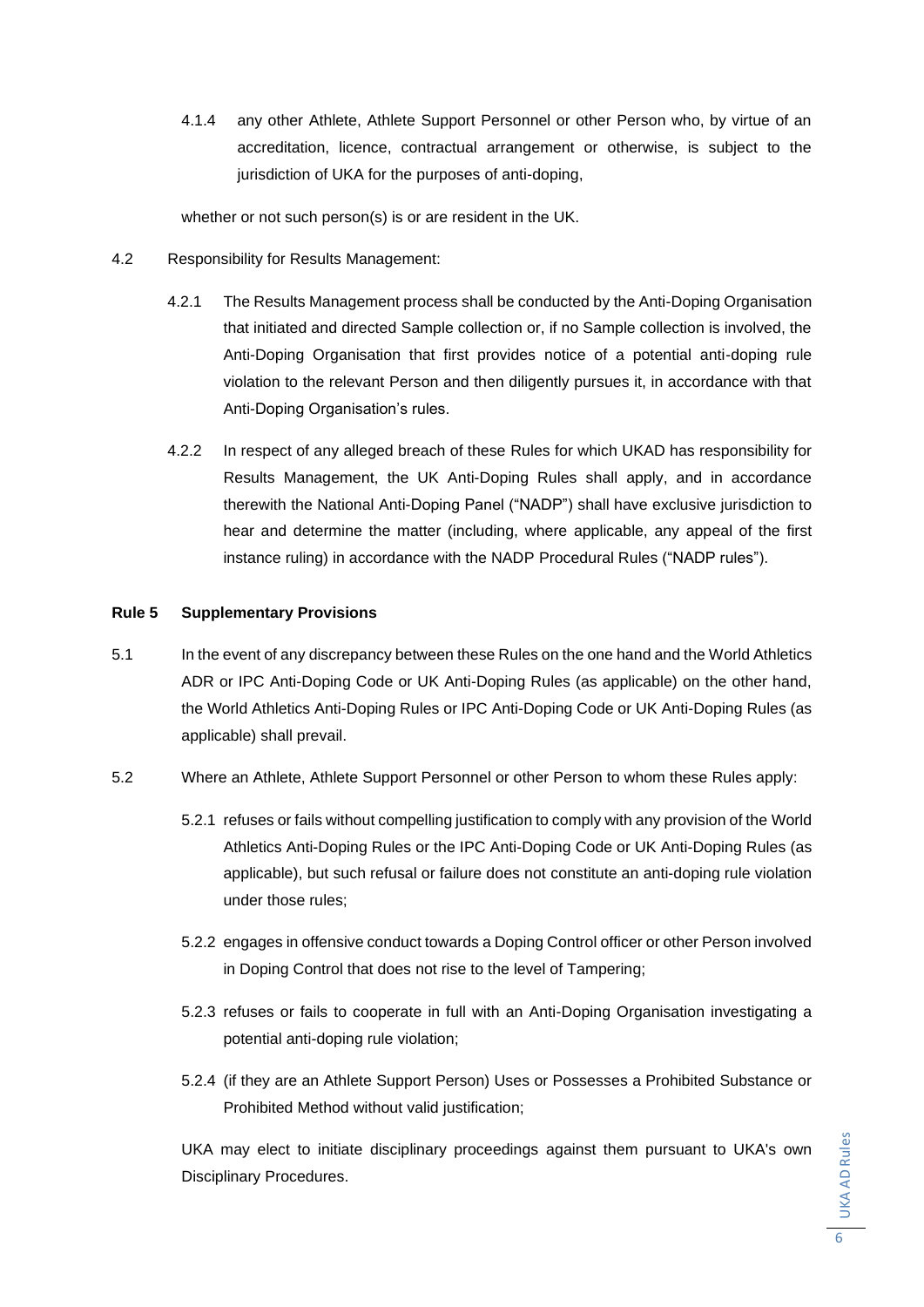4.1.4 any other Athlete, Athlete Support Personnel or other Person who, by virtue of an accreditation, licence, contractual arrangement or otherwise, is subject to the jurisdiction of UKA for the purposes of anti-doping,

whether or not such person(s) is or are resident in the UK.

4.2 Responsibility for Results Management:

4.2.1 The Results Management process shall be conducted by the Anti-Doping Organisation that initiated and directed Sample collection or, if no Sample collection is involved, the Anti-Doping Organisation that first provides notice of a potential anti-doping rule violation to the relevant Person and then diligently pursues it, in accordance with that Anti-Doping Organisation's rules.

4.2.2 In respect of any alleged breach of these Rules for which UKAD has responsibility for Results Management, the UK Anti-Doping Rules shall apply, and in accordance therewith the National Anti-Doping Panel ("NADP") shall have exclusive jurisdiction to hear and determine the matter (including, where applicable, any appeal of the first instance ruling) in accordance with the NADP Procedural Rules ("NADP rules").

**Rule 5 Supplementary Provisions**

5.1 In the event of any discrepancy between these Rules on the one hand and the World Athletics ADR or IPC Anti-Doping Code or UK Anti-Doping Rules (as applicable) on the other hand, the World Athletics Anti-Doping Rules or IPC Anti-Doping Code or UK Anti-Doping Rules (as applicable) shall prevail.

5.2 Where an Athlete, Athlete Support Personnel or other Person to whom these Rules apply:

5.2.1 refuses or fails without compelling justification to comply with any provision of the World Athletics Anti-Doping Rules or the IPC Anti-Doping Code or UK Anti-Doping Rules (as applicable), but such refusal or failure does not constitute an anti-doping rule violation under those rules;

5.2.2 engages in offensive conduct towards a Doping Control officer or other Person involved in Doping Control that does not rise to the level of Tampering;

5.2.3 refuses or fails to cooperate in full with an Anti-Doping Organisation investigating a potential anti-doping rule violation;

5.2.4 (if they are an Athlete Support Person) Uses or Possesses a Prohibited Substance or Prohibited Method without valid justification;

UKA may elect to initiate disciplinary proceedings against them pursuant to UKA's own Disciplinary Procedures.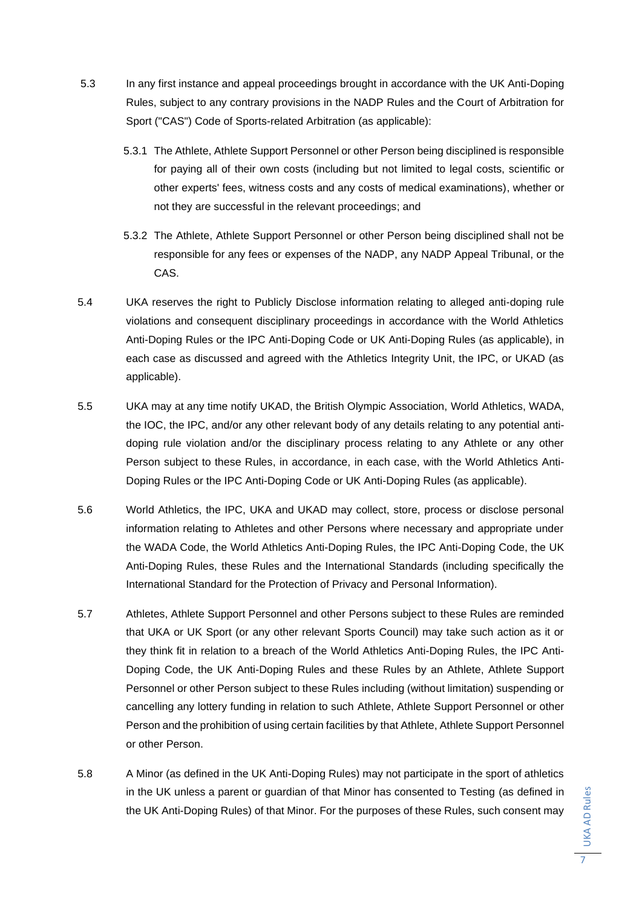5.3 In any first instance and appeal proceedings brought in accordance with the UK Anti-Doping Rules, subject to any contrary provisions in the NADP Rules and the Court of Arbitration for Sport ("CAS") Code of Sports-related Arbitration (as applicable):

5.3.1 The Athlete, Athlete Support Personnel or other Person being disciplined is responsible for paying all of their own costs (including but not limited to legal costs, scientific or other experts' fees, witness costs and any costs of medical examinations), whether or not they are successful in the relevant proceedings; and

5.3.2 The Athlete, Athlete Support Personnel or other Person being disciplined shall not be responsible for any fees or expenses of the NADP, any NADP Appeal Tribunal, or the CAS.

5.4 UKA reserves the right to Publicly Disclose information relating to alleged anti-doping rule violations and consequent disciplinary proceedings in accordance with the World Athletics Anti-Doping Rules or the IPC Anti-Doping Code or UK Anti-Doping Rules (as applicable), in each case as discussed and agreed with the Athletics Integrity Unit, the IPC, or UKAD (as applicable).

5.5 UKA may at any time notify UKAD, the British Olympic Association, World Athletics, WADA, the IOC, the IPC, and/or any other relevant body of any details relating to any potential anti-doping rule violation and/or the disciplinary process relating to any Athlete or any other Person subject to these Rules, in accordance, in each case, with the World Athletics Anti-Doping Rules or the IPC Anti-Doping Code or UK Anti-Doping Rules (as applicable).

5.6 World Athletics, the IPC, UKA and UKAD may collect, store, process or disclose personal information relating to Athletes and other Persons where necessary and appropriate under the WADA Code, the World Athletics Anti-Doping Rules, the IPC Anti-Doping Code, the UK Anti-Doping Rules, these Rules and the International Standards (including specifically the International Standard for the Protection of Privacy and Personal Information).

5.7 Athletes, Athlete Support Personnel and other Persons subject to these Rules are reminded that UKA or UK Sport (or any other relevant Sports Council) may take such action as it or they think fit in relation to a breach of the World Athletics Anti-Doping Rules, the IPC Anti-Doping Code, the UK Anti-Doping Rules and these Rules by an Athlete, Athlete Support Personnel or other Person subject to these Rules including (without limitation) suspending or cancelling any lottery funding in relation to such Athlete, Athlete Support Personnel or other Person and the prohibition of using certain facilities by that Athlete, Athlete Support Personnel or other Person.

5.8 A Minor (as defined in the UK Anti-Doping Rules) may not participate in the sport of athletics in the UK unless a parent or guardian of that Minor has consented to Testing (as defined in the UK Anti-Doping Rules) of that Minor. For the purposes of these Rules, such consent may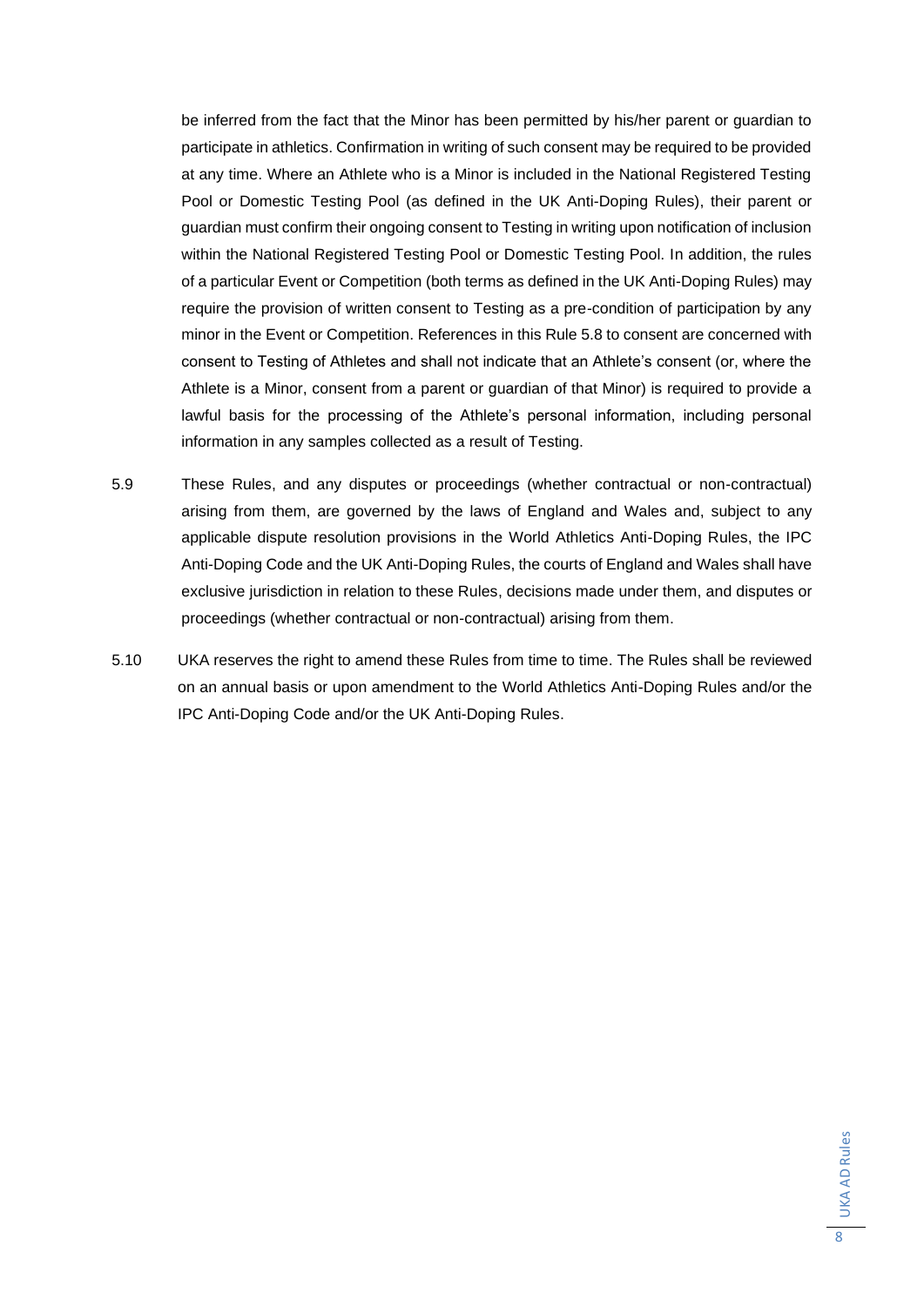be inferred from the fact that the Minor has been permitted by his/her parent or guardian to participate in athletics. Confirmation in writing of such consent may be required to be provided at any time. Where an Athlete who is a Minor is included in the National Registered Testing Pool or Domestic Testing Pool (as defined in the UK Anti-Doping Rules), their parent or guardian must confirm their ongoing consent to Testing in writing upon notification of inclusion within the National Registered Testing Pool or Domestic Testing Pool. In addition, the rules of a particular Event or Competition (both terms as defined in the UK Anti-Doping Rules) may require the provision of written consent to Testing as a pre-condition of participation by any minor in the Event or Competition. References in this Rule 5.8 to consent are concerned with consent to Testing of Athletes and shall not indicate that an Athlete's consent (or, where the Athlete is a Minor, consent from a parent or guardian of that Minor) is required to provide a lawful basis for the processing of the Athlete's personal information, including personal information in any samples collected as a result of Testing.

5.9 These Rules, and any disputes or proceedings (whether contractual or non-contractual) arising from them, are governed by the laws of England and Wales and, subject to any applicable dispute resolution provisions in the World Athletics Anti-Doping Rules, the IPC Anti-Doping Code and the UK Anti-Doping Rules, the courts of England and Wales shall have exclusive jurisdiction in relation to these Rules, decisions made under them, and disputes or proceedings (whether contractual or non-contractual) arising from them.

5.10 UKA reserves the right to amend these Rules from time to time. The Rules shall be reviewed on an annual basis or upon amendment to the World Athletics Anti-Doping Rules and/or the IPC Anti-Doping Code and/or the UK Anti-Doping Rules.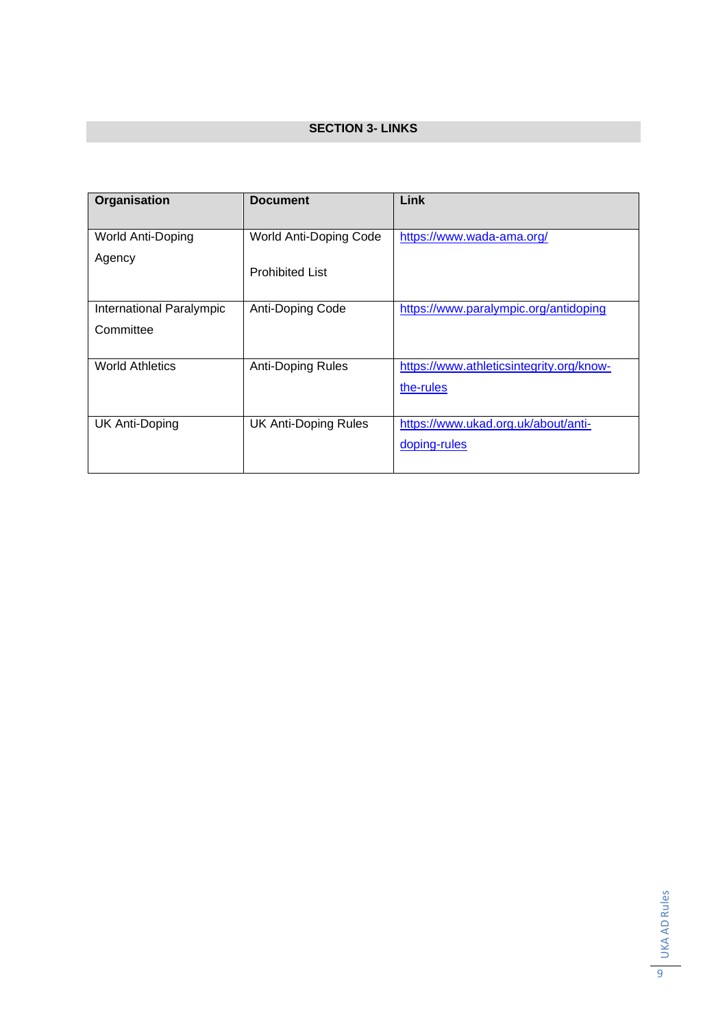## SECTION 3- LINKS

| Organisation | Document | Link |
|---|---|---|
| World Anti-Doping Agency | World Anti-Doping Code<br><br>Prohibited List | https://www.wada-ama.org/ |
| International Paralympic Committee | Anti-Doping Code | https://www.paralympic.org/antidoping |
| World Athletics | Anti-Doping Rules | https://www.athleticsintegrity.org/know-the-rules |
| UK Anti-Doping | UK Anti-Doping Rules | https://www.ukad.org.uk/about/anti-doping-rules |